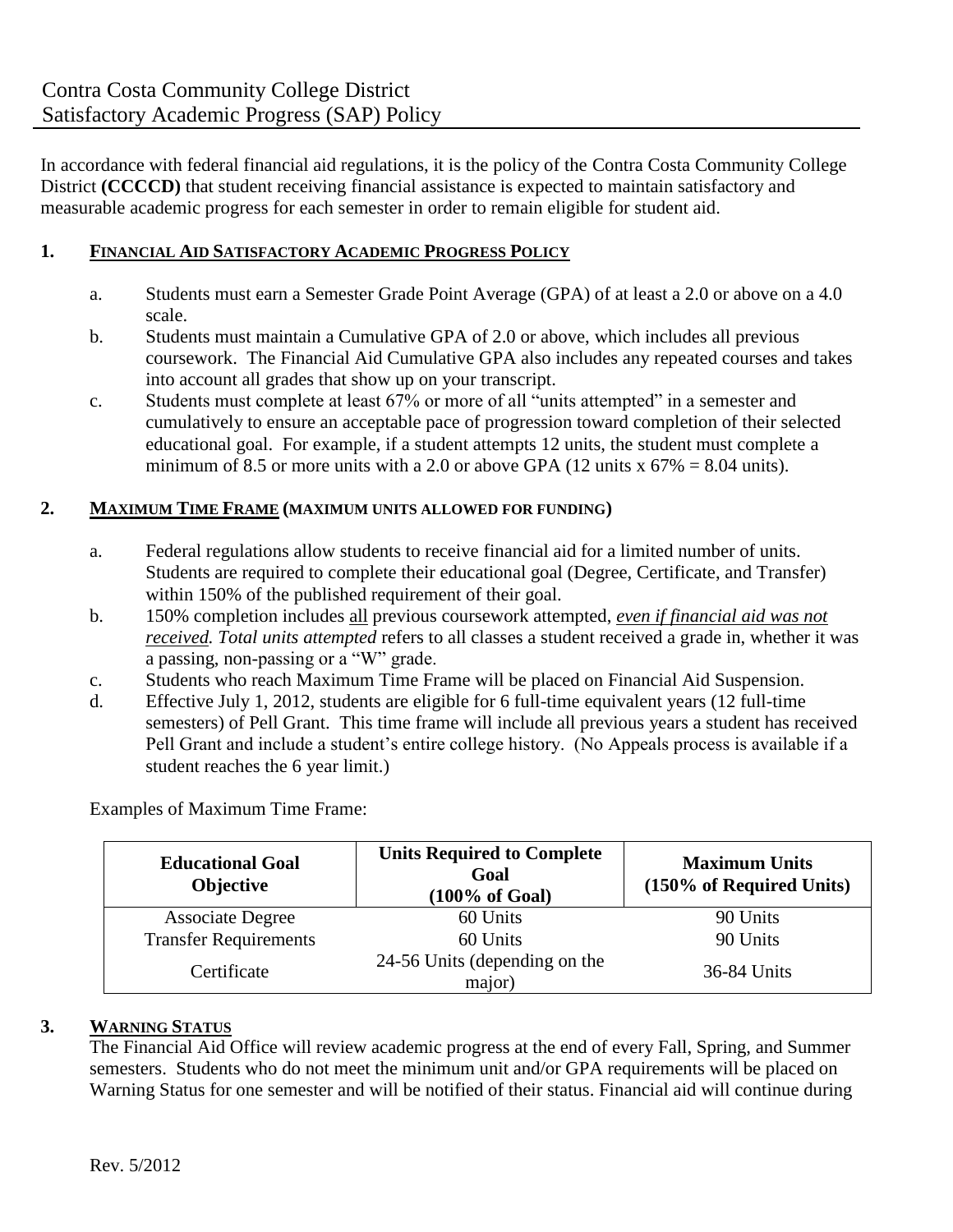# Contra Costa Community College District
# Satisfactory Academic Progress (SAP) Policy

In accordance with federal financial aid regulations, it is the policy of the Contra Costa Community College District **(CCCCD)** that student receiving financial assistance is expected to maintain satisfactory and measurable academic progress for each semester in order to remain eligible for student aid.

## 1. FINANCIAL AID SATISFACTORY ACADEMIC PROGRESS POLICY

a. Students must earn a Semester Grade Point Average (GPA) of at least a 2.0 or above on a 4.0 scale.

b. Students must maintain a Cumulative GPA of 2.0 or above, which includes all previous coursework. The Financial Aid Cumulative GPA also includes any repeated courses and takes into account all grades that show up on your transcript.

c. Students must complete at least 67% or more of all "units attempted" in a semester and cumulatively to ensure an acceptable pace of progression toward completion of their selected educational goal. For example, if a student attempts 12 units, the student must complete a minimum of 8.5 or more units with a 2.0 or above GPA (12 units x 67% = 8.04 units).

## 2. MAXIMUM TIME FRAME (MAXIMUM UNITS ALLOWED FOR FUNDING)

a. Federal regulations allow students to receive financial aid for a limited number of units. Students are required to complete their educational goal (Degree, Certificate, and Transfer) within 150% of the published requirement of their goal.

b. 150% completion includes all previous coursework attempted, ***even if financial aid was not received.*** *Total units attempted* refers to all classes a student received a grade in, whether it was a passing, non-passing or a "W" grade.

c. Students who reach Maximum Time Frame will be placed on Financial Aid Suspension.

d. Effective July 1, 2012, students are eligible for 6 full-time equivalent years (12 full-time semesters) of Pell Grant. This time frame will include all previous years a student has received Pell Grant and include a student's entire college history. (No Appeals process is available if a student reaches the 6 year limit.)

Examples of Maximum Time Frame:

| Educational Goal Objective | Units Required to Complete Goal (100% of Goal) | Maximum Units (150% of Required Units) |
|---|---|---|
| Associate Degree | 60 Units | 90 Units |
| Transfer Requirements | 60 Units | 90 Units |
| Certificate | 24-56 Units (depending on the major) | 36-84 Units |

## 3. WARNING STATUS

The Financial Aid Office will review academic progress at the end of every Fall, Spring, and Summer semesters. Students who do not meet the minimum unit and/or GPA requirements will be placed on Warning Status for one semester and will be notified of their status. Financial aid will continue during

Rev. 5/2012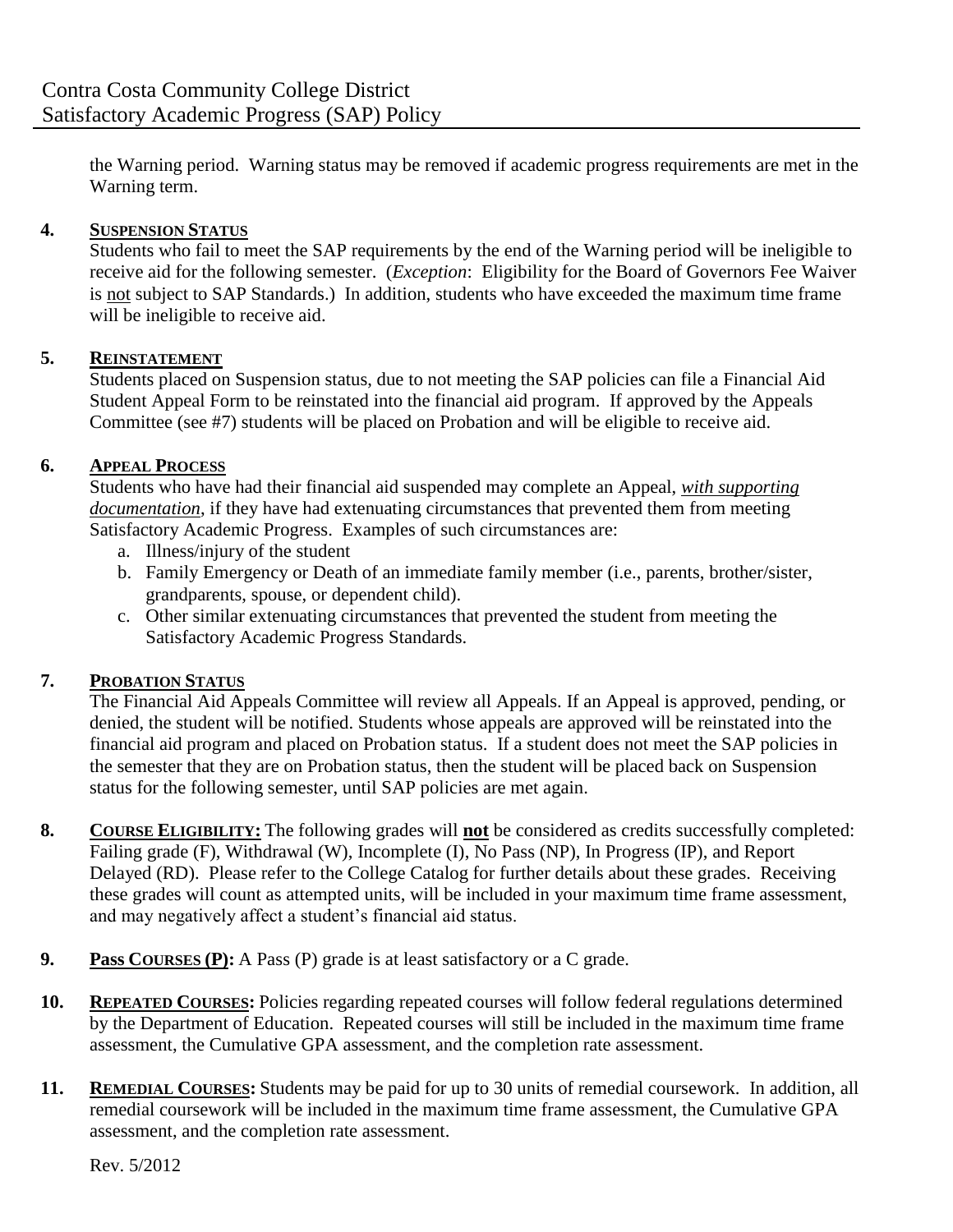the Warning period. Warning status may be removed if academic progress requirements are met in the Warning term.

**4. <u>Suspension Status</u>**

Students who fail to meet the SAP requirements by the end of the Warning period will be ineligible to receive aid for the following semester. (*Exception*: Eligibility for the Board of Governors Fee Waiver is <u>not</u> subject to SAP Standards.) In addition, students who have exceeded the maximum time frame will be ineligible to receive aid.

**5. <u>Reinstatement</u>**

Students placed on Suspension status, due to not meeting the SAP policies can file a Financial Aid Student Appeal Form to be reinstated into the financial aid program. If approved by the Appeals Committee (see #7) students will be placed on Probation and will be eligible to receive aid.

**6. <u>Appeal Process</u>**

Students who have had their financial aid suspended may complete an Appeal, *<u>with supporting documentation</u>*, if they have had extenuating circumstances that prevented them from meeting Satisfactory Academic Progress. Examples of such circumstances are:

a. Illness/injury of the student
b. Family Emergency or Death of an immediate family member (i.e., parents, brother/sister, grandparents, spouse, or dependent child).
c. Other similar extenuating circumstances that prevented the student from meeting the Satisfactory Academic Progress Standards.

**7. <u>Probation Status</u>**

The Financial Aid Appeals Committee will review all Appeals. If an Appeal is approved, pending, or denied, the student will be notified. Students whose appeals are approved will be reinstated into the financial aid program and placed on Probation status. If a student does not meet the SAP policies in the semester that they are on Probation status, then the student will be placed back on Suspension status for the following semester, until SAP policies are met again.

**8. <u>Course Eligibility:</u>** The following grades will **<u>not</u>** be considered as credits successfully completed: Failing grade (F), Withdrawal (W), Incomplete (I), No Pass (NP), In Progress (IP), and Report Delayed (RD). Please refer to the College Catalog for further details about these grades. Receiving these grades will count as attempted units, will be included in your maximum time frame assessment, and may negatively affect a student's financial aid status.

**9. <u>Pass Courses (P):</u>** A Pass (P) grade is at least satisfactory or a C grade.

**10. <u>Repeated Courses</u>:** Policies regarding repeated courses will follow federal regulations determined by the Department of Education. Repeated courses will still be included in the maximum time frame assessment, the Cumulative GPA assessment, and the completion rate assessment.

**11. <u>Remedial Courses</u>:** Students may be paid for up to 30 units of remedial coursework. In addition, all remedial coursework will be included in the maximum time frame assessment, the Cumulative GPA assessment, and the completion rate assessment.

Rev. 5/2012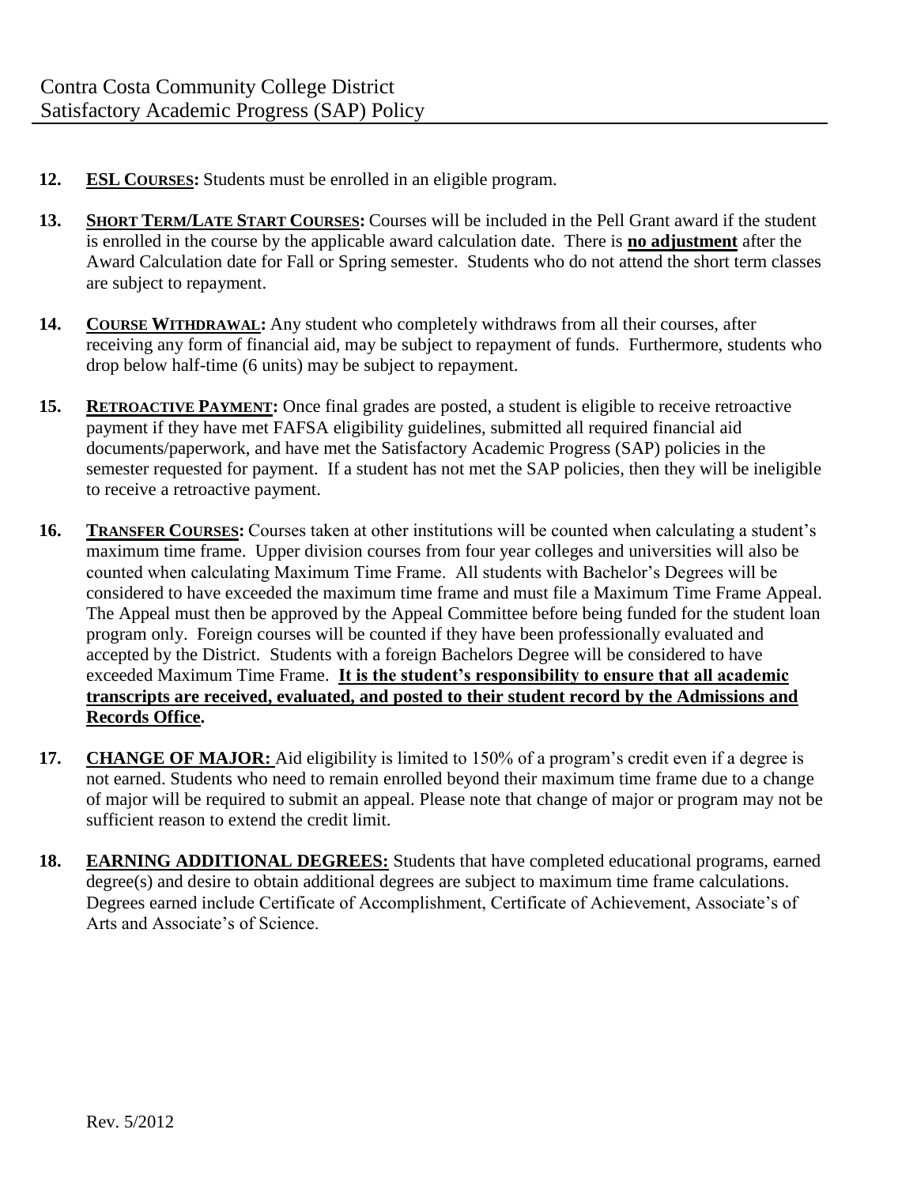Contra Costa Community College District
Satisfactory Academic Progress (SAP) Policy

12. **ESL COURSES:** Students must be enrolled in an eligible program.

13. **SHORT TERM/LATE START COURSES:** Courses will be included in the Pell Grant award if the student is enrolled in the course by the applicable award calculation date. There is **no adjustment** after the Award Calculation date for Fall or Spring semester. Students who do not attend the short term classes are subject to repayment.

14. **COURSE WITHDRAWAL:** Any student who completely withdraws from all their courses, after receiving any form of financial aid, may be subject to repayment of funds. Furthermore, students who drop below half-time (6 units) may be subject to repayment.

15. **RETROACTIVE PAYMENT:** Once final grades are posted, a student is eligible to receive retroactive payment if they have met FAFSA eligibility guidelines, submitted all required financial aid documents/paperwork, and have met the Satisfactory Academic Progress (SAP) policies in the semester requested for payment. If a student has not met the SAP policies, then they will be ineligible to receive a retroactive payment.

16. **TRANSFER COURSES:** Courses taken at other institutions will be counted when calculating a student's maximum time frame. Upper division courses from four year colleges and universities will also be counted when calculating Maximum Time Frame. All students with Bachelor's Degrees will be considered to have exceeded the maximum time frame and must file a Maximum Time Frame Appeal. The Appeal must then be approved by the Appeal Committee before being funded for the student loan program only. Foreign courses will be counted if they have been professionally evaluated and accepted by the District. Students with a foreign Bachelors Degree will be considered to have exceeded Maximum Time Frame. **It is the student's responsibility to ensure that all academic transcripts are received, evaluated, and posted to their student record by the Admissions and Records Office.**

17. **CHANGE OF MAJOR:** Aid eligibility is limited to 150% of a program's credit even if a degree is not earned. Students who need to remain enrolled beyond their maximum time frame due to a change of major will be required to submit an appeal. Please note that change of major or program may not be sufficient reason to extend the credit limit.

18. **EARNING ADDITIONAL DEGREES:** Students that have completed educational programs, earned degree(s) and desire to obtain additional degrees are subject to maximum time frame calculations. Degrees earned include Certificate of Accomplishment, Certificate of Achievement, Associate's of Arts and Associate's of Science.

Rev. 5/2012